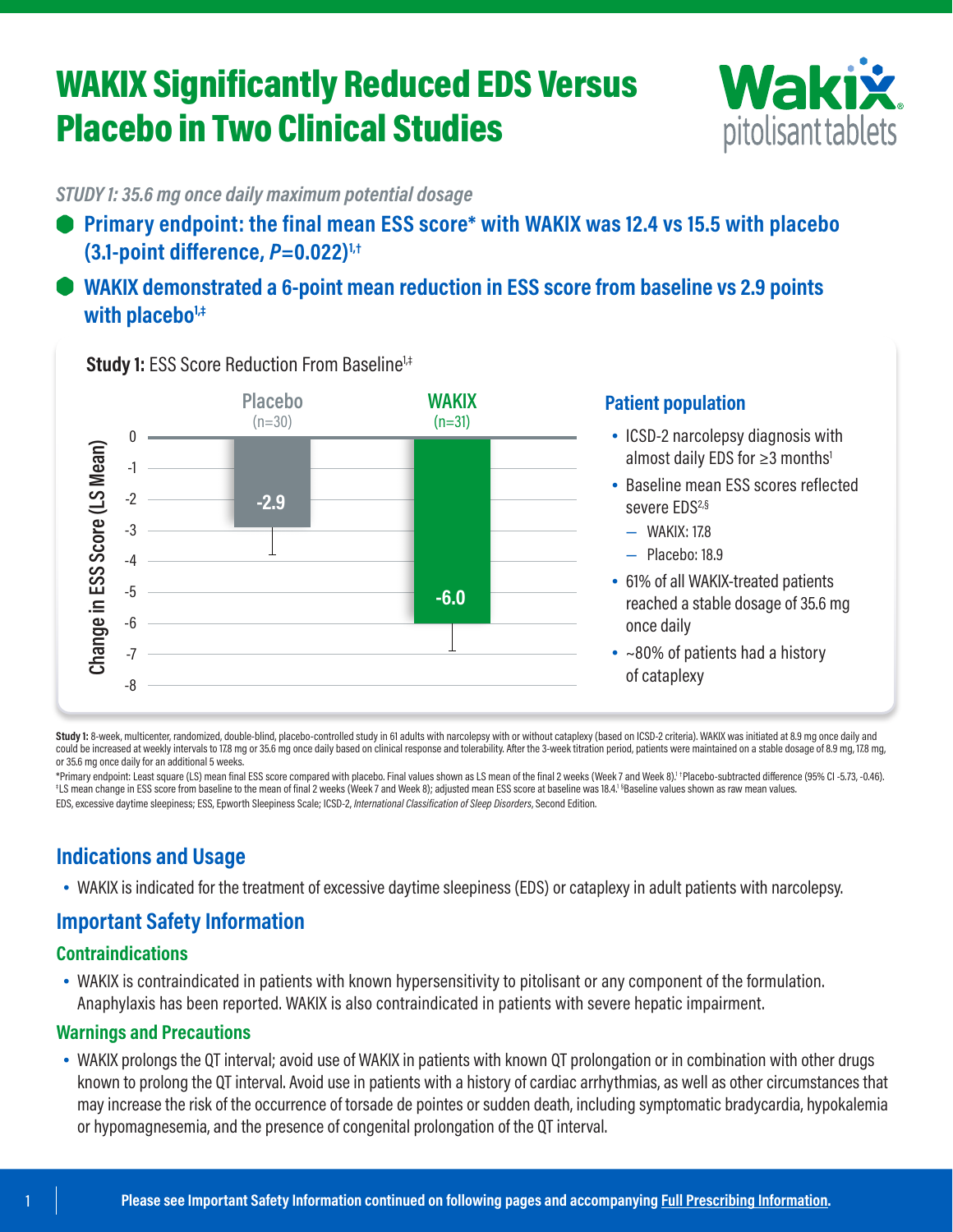# WAKIX Significantly Reduced EDS Versus Placebo in Two Clinical Studies

Wakix® pitolisant tablets

*STUDY 1: 35.6 mg once daily maximum potential dosage*

- **Primary endpoint: the final mean ESS score* with WAKIX was 12.4 vs 15.5 with placebo (3.1-point difference, *P*=0.022)[1,†]**
- **WAKIX demonstrated a 6-point mean reduction in ESS score from baseline vs 2.9 points with placebo[1,‡]**

**Study 1:** ESS Score Reduction From Baseline[1,‡]

| | Placebo (n=30) | WAKIX (n=31) |
|---|---|---|
| Change in ESS Score (LS Mean) | -2.9 | -6.0 |

### Patient population

- ICSD-2 narcolepsy diagnosis with almost daily EDS for ≥3 months[1]
- Baseline mean ESS scores reflected severe EDS[2,§]
  - WAKIX: 17.8
  - Placebo: 18.9
- 61% of all WAKIX-treated patients reached a stable dosage of 35.6 mg once daily
- ~80% of patients had a history of cataplexy

**Study 1:** 8-week, multicenter, randomized, double-blind, placebo-controlled study in 61 adults with narcolepsy with or without cataplexy (based on ICSD-2 criteria). WAKIX was initiated at 8.9 mg once daily and could be increased at weekly intervals to 17.8 mg or 35.6 mg once daily based on clinical response and tolerability. After the 3-week titration period, patients were maintained on a stable dosage of 8.9 mg, 17.8 mg, or 35.6 mg once daily for an additional 5 weeks.

*Primary endpoint: Least square (LS) mean final ESS score compared with placebo. Final values shown as LS mean of the final 2 weeks (Week 7 and Week 8).[1] †Placebo-subtracted difference (95% CI -5.73, -0.46). ‡LS mean change in ESS score from baseline to the mean of final 2 weeks (Week 7 and Week 8); adjusted mean ESS score at baseline was 18.4.[1] §Baseline values shown as raw mean values.

EDS, excessive daytime sleepiness; ESS, Epworth Sleepiness Scale; ICSD-2, *International Classification of Sleep Disorders*, Second Edition.

## Indications and Usage

- WAKIX is indicated for the treatment of excessive daytime sleepiness (EDS) or cataplexy in adult patients with narcolepsy.

## Important Safety Information

### Contraindications

- WAKIX is contraindicated in patients with known hypersensitivity to pitolisant or any component of the formulation. Anaphylaxis has been reported. WAKIX is also contraindicated in patients with severe hepatic impairment.

### Warnings and Precautions

- WAKIX prolongs the QT interval; avoid use of WAKIX in patients with known QT prolongation or in combination with other drugs known to prolong the QT interval. Avoid use in patients with a history of cardiac arrhythmias, as well as other circumstances that may increase the risk of the occurrence of torsade de pointes or sudden death, including symptomatic bradycardia, hypokalemia or hypomagnesemia, and the presence of congenital prolongation of the QT interval.

**Please see Important Safety Information continued on following pages and accompanying Full Prescribing Information.**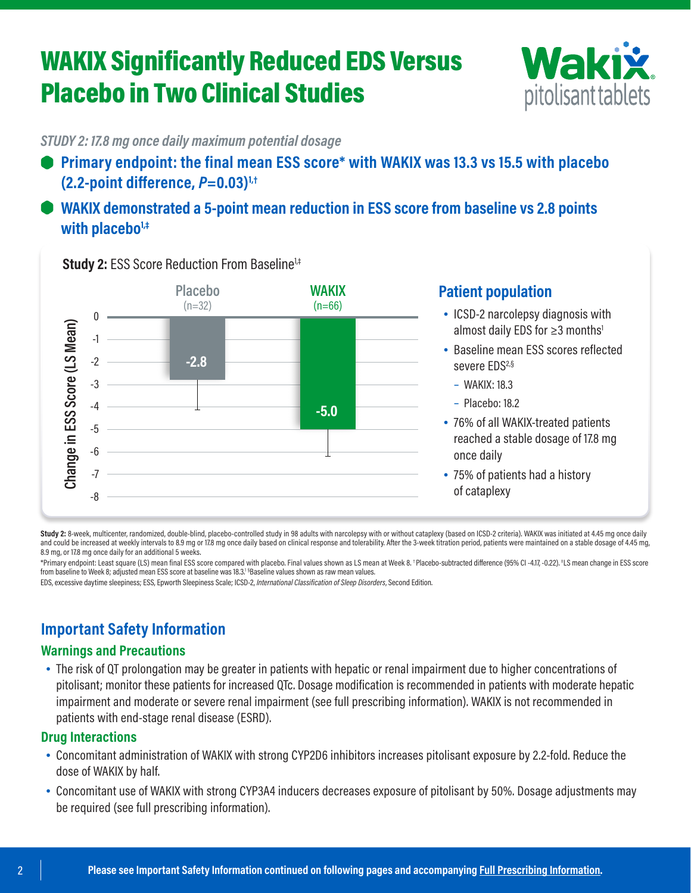# WAKIX Significantly Reduced EDS Versus Placebo in Two Clinical Studies

Wakix® pitolisant tablets

*STUDY 2: 17.8 mg once daily maximum potential dosage*

- **Primary endpoint: the final mean ESS score* with WAKIX was 13.3 vs 15.5 with placebo (2.2-point difference, *P*=0.03)[1,†]**
- **WAKIX demonstrated a 5-point mean reduction in ESS score from baseline vs 2.8 points with placebo[1,‡]**

**Study 2:** ESS Score Reduction From Baseline[1,‡]

| | Placebo (n=32) | WAKIX (n=66) |
|---|---|---|
| Change in ESS Score (LS Mean) | -2.8 | -5.0 |

### Patient population

- ICSD-2 narcolepsy diagnosis with almost daily EDS for ≥3 months[1]
- Baseline mean ESS scores reflected severe EDS[2,§]
  - WAKIX: 18.3
  - Placebo: 18.2
- 76% of all WAKIX-treated patients reached a stable dosage of 17.8 mg once daily
- 75% of patients had a history of cataplexy

**Study 2:** 8-week, multicenter, randomized, double-blind, placebo-controlled study in 98 adults with narcolepsy with or without cataplexy (based on ICSD-2 criteria). WAKIX was initiated at 4.45 mg once daily and could be increased at weekly intervals to 8.9 mg or 17.8 mg once daily based on clinical response and tolerability. After the 3-week titration period, patients were maintained on a stable dosage of 4.45 mg, 8.9 mg, or 17.8 mg once daily for an additional 5 weeks.

*Primary endpoint: Least square (LS) mean final ESS score compared with placebo. Final values shown as LS mean at Week 8. †Placebo-subtracted difference (95% CI -4.17, -0.22). ‡LS mean change in ESS score from baseline to Week 8; adjusted mean ESS score at baseline was 18.3.[1] §Baseline values shown as raw mean values.

EDS, excessive daytime sleepiness; ESS, Epworth Sleepiness Scale; ICSD-2, *International Classification of Sleep Disorders*, Second Edition.

## Important Safety Information

### Warnings and Precautions

- The risk of QT prolongation may be greater in patients with hepatic or renal impairment due to higher concentrations of pitolisant; monitor these patients for increased QTc. Dosage modification is recommended in patients with moderate hepatic impairment and moderate or severe renal impairment (see full prescribing information). WAKIX is not recommended in patients with end-stage renal disease (ESRD).

### Drug Interactions

- Concomitant administration of WAKIX with strong CYP2D6 inhibitors increases pitolisant exposure by 2.2-fold. Reduce the dose of WAKIX by half.
- Concomitant use of WAKIX with strong CYP3A4 inducers decreases exposure of pitolisant by 50%. Dosage adjustments may be required (see full prescribing information).

**Please see Important Safety Information continued on following pages and accompanying Full Prescribing Information.**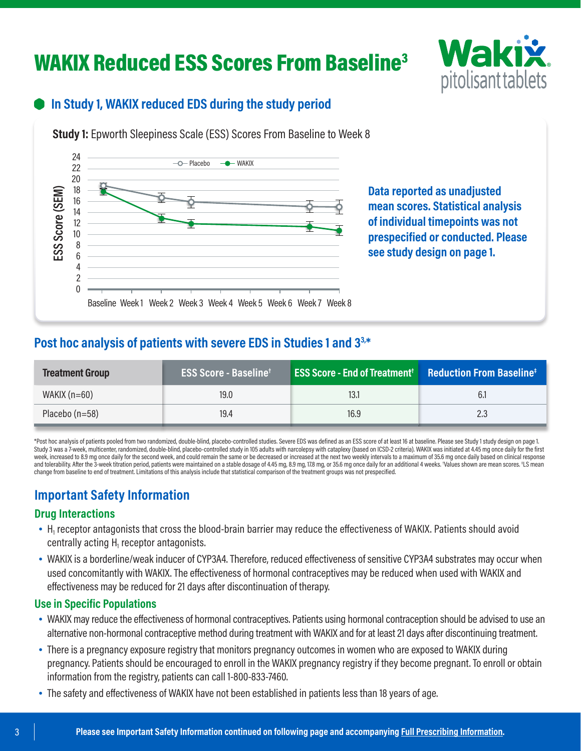# WAKIX Reduced ESS Scores From Baseline[3]

## In Study 1, WAKIX reduced EDS during the study period

**Study 1:** Epworth Sleepiness Scale (ESS) Scores From Baseline to Week 8

**Data reported as unadjusted mean scores. Statistical analysis of individual timepoints was not prespecified or conducted. Please see study design on page 1.**

## Post hoc analysis of patients with severe EDS in Studies 1 and 3[3,*]

| Treatment Group | ESS Score - Baseline[†] | ESS Score - End of Treatment[†] | Reduction From Baseline[‡] |
|---|---|---|---|
| WAKIX (n=60) | 19.0 | 13.1 | 6.1 |
| Placebo (n=58) | 19.4 | 16.9 | 2.3 |

*Post hoc analysis of patients pooled from two randomized, double-blind, placebo-controlled studies. Severe EDS was defined as an ESS score of at least 16 at baseline. Please see Study 1 study design on page 1. Study 3 was a 7-week, multicenter, randomized, double-blind, placebo-controlled study in 105 adults with narcolepsy with cataplexy (based on ICSD-2 criteria). WAKIX was initiated at 4.45 mg once daily for the first week, increased to 8.9 mg once daily for the second week, and could remain the same or be decreased or increased at the next two weekly intervals to a maximum of 35.6 mg once daily based on clinical response and tolerability. After the 3-week titration period, patients were maintained on a stable dosage of 4.45 mg, 8.9 mg, 17.8 mg, or 35.6 mg once daily for an additional 4 weeks. †Values shown are mean scores. ‡LS mean change from baseline to end of treatment. Limitations of this analysis include that statistical comparison of the treatment groups was not prespecified.

## Important Safety Information

### Drug Interactions

- $H_1$ receptor antagonists that cross the blood-brain barrier may reduce the effectiveness of WAKIX. Patients should avoid centrally acting $H_1$ receptor antagonists.
- WAKIX is a borderline/weak inducer of CYP3A4. Therefore, reduced effectiveness of sensitive CYP3A4 substrates may occur when used concomitantly with WAKIX. The effectiveness of hormonal contraceptives may be reduced when used with WAKIX and effectiveness may be reduced for 21 days after discontinuation of therapy.

### Use in Specific Populations

- WAKIX may reduce the effectiveness of hormonal contraceptives. Patients using hormonal contraception should be advised to use an alternative non-hormonal contraceptive method during treatment with WAKIX and for at least 21 days after discontinuing treatment.
- There is a pregnancy exposure registry that monitors pregnancy outcomes in women who are exposed to WAKIX during pregnancy. Patients should be encouraged to enroll in the WAKIX pregnancy registry if they become pregnant. To enroll or obtain information from the registry, patients can call 1-800-833-7460.
- The safety and effectiveness of WAKIX have not been established in patients less than 18 years of age.

**Please see Important Safety Information continued on following page and accompanying Full Prescribing Information.**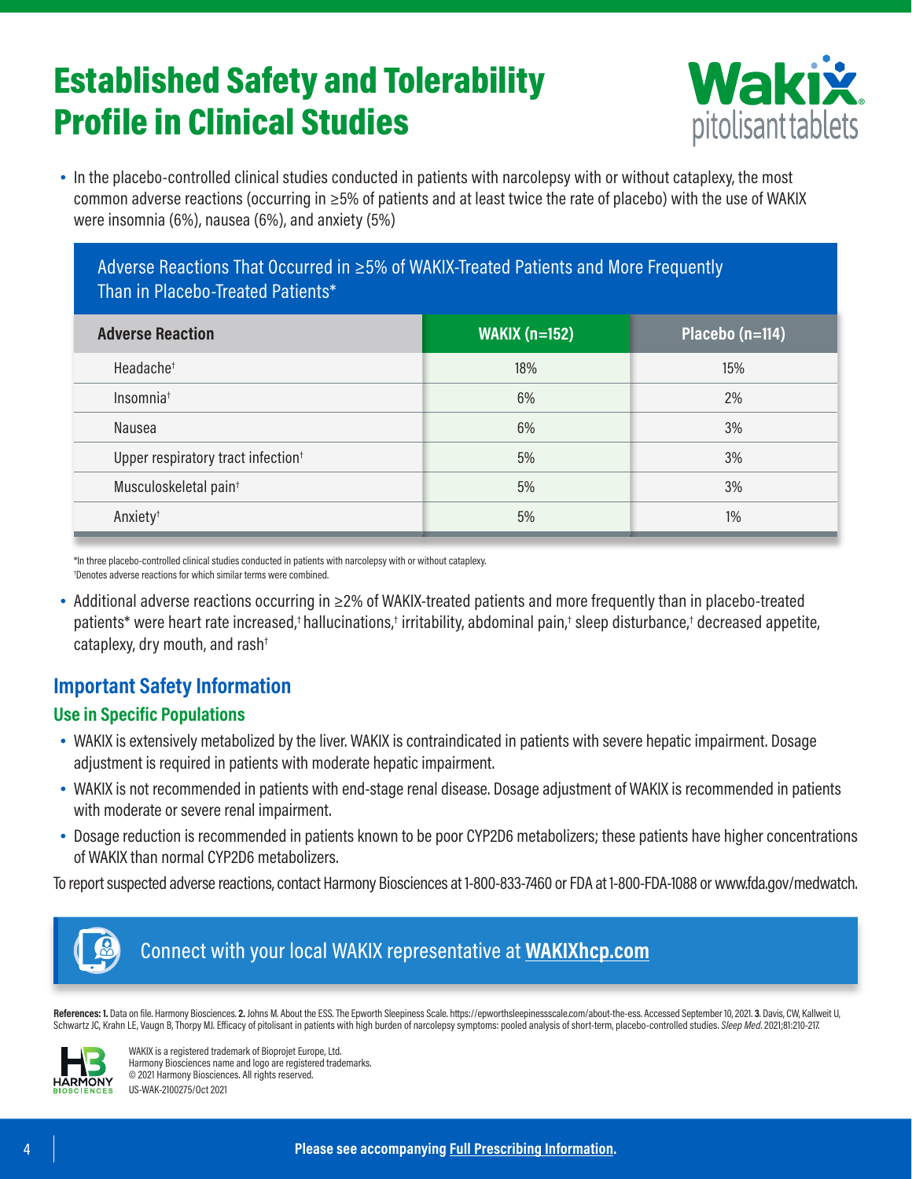# Established Safety and Tolerability Profile in Clinical Studies

Wakix pitolisant tablets

- In the placebo-controlled clinical studies conducted in patients with narcolepsy with or without cataplexy, the most common adverse reactions (occurring in ≥5% of patients and at least twice the rate of placebo) with the use of WAKIX were insomnia (6%), nausea (6%), and anxiety (5%)

Adverse Reactions That Occurred in ≥5% of WAKIX-Treated Patients and More Frequently Than in Placebo-Treated Patients*

| Adverse Reaction | WAKIX (n=152) | Placebo (n=114) |
|---|---|---|
| Headache† | 18% | 15% |
| Insomnia† | 6% | 2% |
| Nausea | 6% | 3% |
| Upper respiratory tract infection† | 5% | 3% |
| Musculoskeletal pain† | 5% | 3% |
| Anxiety† | 5% | 1% |

*In three placebo-controlled clinical studies conducted in patients with narcolepsy with or without cataplexy.
†Denotes adverse reactions for which similar terms were combined.

- Additional adverse reactions occurring in ≥2% of WAKIX-treated patients and more frequently than in placebo-treated patients* were heart rate increased,† hallucinations,† irritability, abdominal pain,† sleep disturbance,† decreased appetite, cataplexy, dry mouth, and rash†

## Important Safety Information

### Use in Specific Populations

- WAKIX is extensively metabolized by the liver. WAKIX is contraindicated in patients with severe hepatic impairment. Dosage adjustment is required in patients with moderate hepatic impairment.
- WAKIX is not recommended in patients with end-stage renal disease. Dosage adjustment of WAKIX is recommended in patients with moderate or severe renal impairment.
- Dosage reduction is recommended in patients known to be poor CYP2D6 metabolizers; these patients have higher concentrations of WAKIX than normal CYP2D6 metabolizers.

To report suspected adverse reactions, contact Harmony Biosciences at 1-800-833-7460 or FDA at 1-800-FDA-1088 or www.fda.gov/medwatch.

Connect with your local WAKIX representative at **WAKIXhcp.com**

**References: 1.** Data on file. Harmony Biosciences. **2.** Johns M. About the ESS. The Epworth Sleepiness Scale. https://epworthsleepinessscale.com/about-the-ess. Accessed September 10, 2021. **3.** Davis, CW, Kallweit U, Schwartz JC, Krahn LE, Vaugn B, Thorpy MJ. Efficacy of pitolisant in patients with high burden of narcolepsy symptoms: pooled analysis of short-term, placebo-controlled studies. *Sleep Med.* 2021;81:210-217.

HARMONY BIOSCIENCES

WAKIX is a registered trademark of Bioprojet Europe, Ltd.
Harmony Biosciences name and logo are registered trademarks.
© 2021 Harmony Biosciences. All rights reserved.
US-WAK-2100275/Oct 2021

**Please see accompanying Full Prescribing Information.**